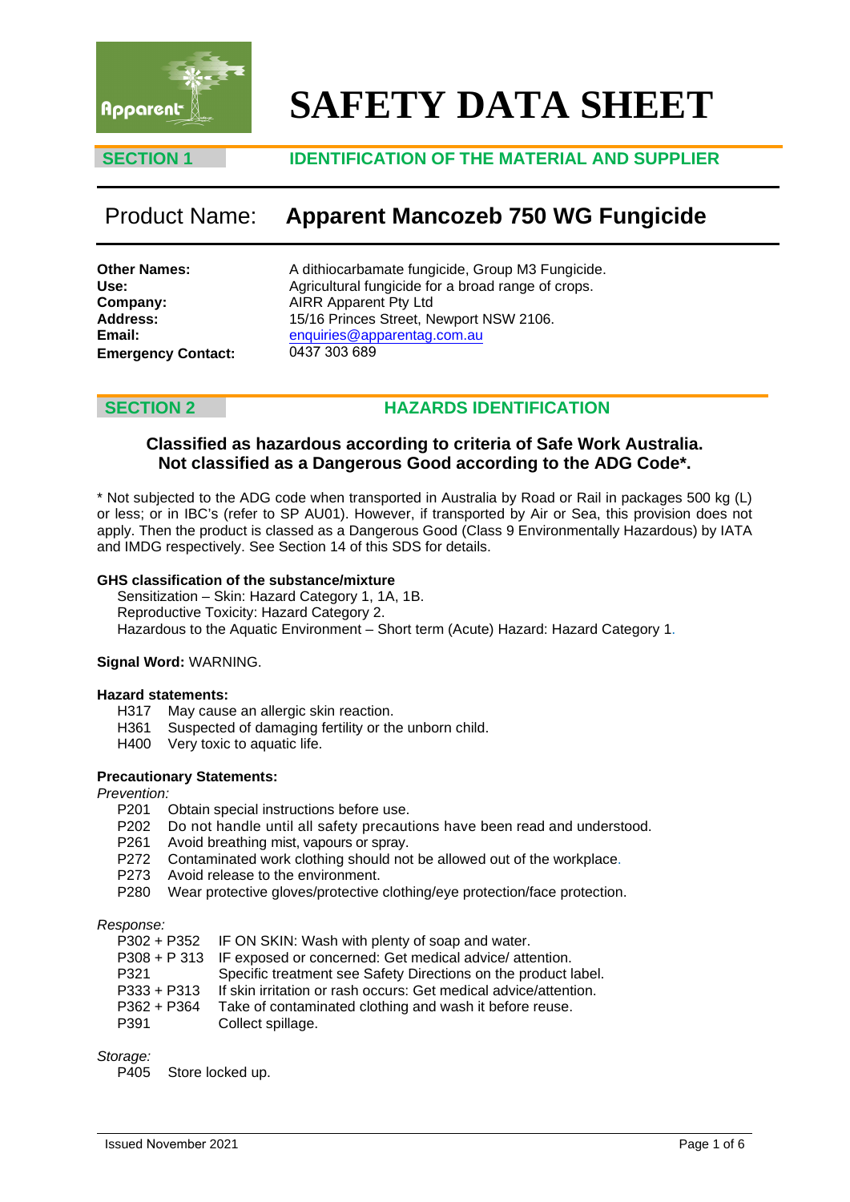# SAFETY DATA SHEET

## SECTION 1 IDENTIFICATION OF THE MATERIAL AND SUPPLIER

**Product Name: Apparent Mancozeb 750 WG Fungicide**

**Other Names:** A dithiocarbamate fungicide, Group M3 Fungicide.
**Use:** Agricultural fungicide for a broad range of crops.
**Company:** AIRR Apparent Pty Ltd
**Address:** 15/16 Princes Street, Newport NSW 2106.
**Email:** enquiries@apparentag.com.au
**Emergency Contact:** 0437 303 689

## SECTION 2 HAZARDS IDENTIFICATION

**Classified as hazardous according to criteria of Safe Work Australia.**
**Not classified as a Dangerous Good according to the ADG Code*.**

* Not subjected to the ADG code when transported in Australia by Road or Rail in packages 500 kg (L) or less; or in IBC's (refer to SP AU01). However, if transported by Air or Sea, this provision does not apply. Then the product is classed as a Dangerous Good (Class 9 Environmentally Hazardous) by IATA and IMDG respectively. See Section 14 of this SDS for details.

**GHS classification of the substance/mixture**

Sensitization – Skin: Hazard Category 1, 1A, 1B.
Reproductive Toxicity: Hazard Category 2.
Hazardous to the Aquatic Environment – Short term (Acute) Hazard: Hazard Category 1.

**Signal Word:** WARNING.

**Hazard statements:**

H317 May cause an allergic skin reaction.
H361 Suspected of damaging fertility or the unborn child.
H400 Very toxic to aquatic life.

**Precautionary Statements:**

*Prevention:*

P201 Obtain special instructions before use.
P202 Do not handle until all safety precautions have been read and understood.
P261 Avoid breathing mist, vapours or spray.
P272 Contaminated work clothing should not be allowed out of the workplace.
P273 Avoid release to the environment.
P280 Wear protective gloves/protective clothing/eye protection/face protection.

*Response:*

P302 + P352 IF ON SKIN: Wash with plenty of soap and water.
P308 + P 313 IF exposed or concerned: Get medical advice/ attention.
P321 Specific treatment see Safety Directions on the product label.
P333 + P313 If skin irritation or rash occurs: Get medical advice/attention.
P362 + P364 Take of contaminated clothing and wash it before reuse.
P391 Collect spillage.

*Storage:*

P405 Store locked up.

Issued November 2021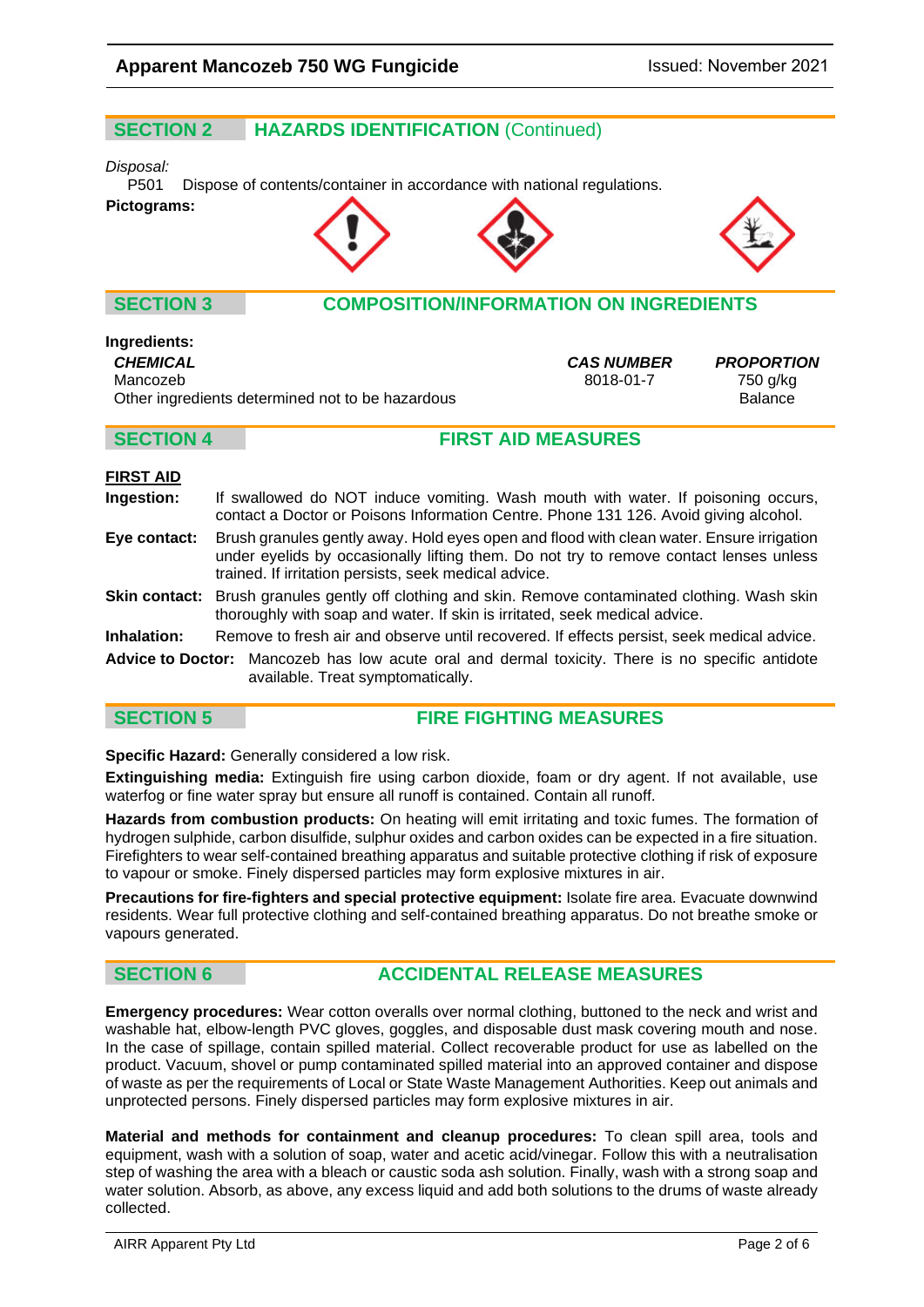## SECTION 2 HAZARDS IDENTIFICATION (Continued)

*Disposal:*

P501 Dispose of contents/container in accordance with national regulations.

**Pictograms:**

## SECTION 3 COMPOSITION/INFORMATION ON INGREDIENTS

**Ingredients:**

| ***CHEMICAL*** | ***CAS NUMBER*** | ***PROPORTION*** |
|---|---|---|
| Mancozeb | 8018-01-7 | 750 g/kg |
| Other ingredients determined not to be hazardous | | Balance |

## SECTION 4 FIRST AID MEASURES

**FIRST AID**

**Ingestion:** If swallowed do NOT induce vomiting. Wash mouth with water. If poisoning occurs, contact a Doctor or Poisons Information Centre. Phone 131 126. Avoid giving alcohol.

**Eye contact:** Brush granules gently away. Hold eyes open and flood with clean water. Ensure irrigation under eyelids by occasionally lifting them. Do not try to remove contact lenses unless trained. If irritation persists, seek medical advice.

**Skin contact:** Brush granules gently off clothing and skin. Remove contaminated clothing. Wash skin thoroughly with soap and water. If skin is irritated, seek medical advice.

**Inhalation:** Remove to fresh air and observe until recovered. If effects persist, seek medical advice.

**Advice to Doctor:** Mancozeb has low acute oral and dermal toxicity. There is no specific antidote available. Treat symptomatically.

## SECTION 5 FIRE FIGHTING MEASURES

**Specific Hazard:** Generally considered a low risk.

**Extinguishing media:** Extinguish fire using carbon dioxide, foam or dry agent. If not available, use waterfog or fine water spray but ensure all runoff is contained. Contain all runoff.

**Hazards from combustion products:** On heating will emit irritating and toxic fumes. The formation of hydrogen sulphide, carbon disulfide, sulphur oxides and carbon oxides can be expected in a fire situation. Firefighters to wear self-contained breathing apparatus and suitable protective clothing if risk of exposure to vapour or smoke. Finely dispersed particles may form explosive mixtures in air.

**Precautions for fire-fighters and special protective equipment:** Isolate fire area. Evacuate downwind residents. Wear full protective clothing and self-contained breathing apparatus. Do not breathe smoke or vapours generated.

## SECTION 6 ACCIDENTAL RELEASE MEASURES

**Emergency procedures:** Wear cotton overalls over normal clothing, buttoned to the neck and wrist and washable hat, elbow-length PVC gloves, goggles, and disposable dust mask covering mouth and nose. In the case of spillage, contain spilled material. Collect recoverable product for use as labelled on the product. Vacuum, shovel or pump contaminated spilled material into an approved container and dispose of waste as per the requirements of Local or State Waste Management Authorities. Keep out animals and unprotected persons. Finely dispersed particles may form explosive mixtures in air.

**Material and methods for containment and cleanup procedures:** To clean spill area, tools and equipment, wash with a solution of soap, water and acetic acid/vinegar. Follow this with a neutralisation step of washing the area with a bleach or caustic soda ash solution. Finally, wash with a strong soap and water solution. Absorb, as above, any excess liquid and add both solutions to the drums of waste already collected.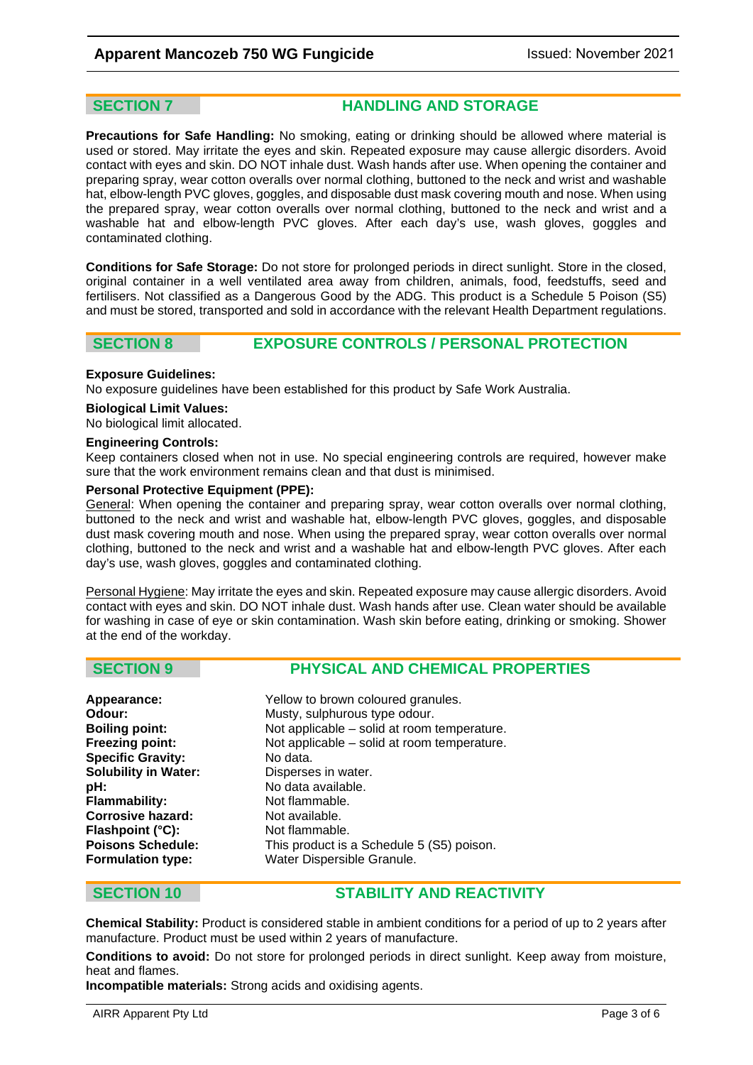## SECTION 7 HANDLING AND STORAGE

**Precautions for Safe Handling:** No smoking, eating or drinking should be allowed where material is used or stored. May irritate the eyes and skin. Repeated exposure may cause allergic disorders. Avoid contact with eyes and skin. DO NOT inhale dust. Wash hands after use. When opening the container and preparing spray, wear cotton overalls over normal clothing, buttoned to the neck and wrist and washable hat, elbow-length PVC gloves, goggles, and disposable dust mask covering mouth and nose. When using the prepared spray, wear cotton overalls over normal clothing, buttoned to the neck and wrist and a washable hat and elbow-length PVC gloves. After each day's use, wash gloves, goggles and contaminated clothing.

**Conditions for Safe Storage:** Do not store for prolonged periods in direct sunlight. Store in the closed, original container in a well ventilated area away from children, animals, food, feedstuffs, seed and fertilisers. Not classified as a Dangerous Good by the ADG. This product is a Schedule 5 Poison (S5) and must be stored, transported and sold in accordance with the relevant Health Department regulations.

## SECTION 8 EXPOSURE CONTROLS / PERSONAL PROTECTION

**Exposure Guidelines:**
No exposure guidelines have been established for this product by Safe Work Australia.

**Biological Limit Values:**
No biological limit allocated.

**Engineering Controls:**
Keep containers closed when not in use. No special engineering controls are required, however make sure that the work environment remains clean and that dust is minimised.

**Personal Protective Equipment (PPE):**
General: When opening the container and preparing spray, wear cotton overalls over normal clothing, buttoned to the neck and wrist and washable hat, elbow-length PVC gloves, goggles, and disposable dust mask covering mouth and nose. When using the prepared spray, wear cotton overalls over normal clothing, buttoned to the neck and wrist and a washable hat and elbow-length PVC gloves. After each day's use, wash gloves, goggles and contaminated clothing.

Personal Hygiene: May irritate the eyes and skin. Repeated exposure may cause allergic disorders. Avoid contact with eyes and skin. DO NOT inhale dust. Wash hands after use. Clean water should be available for washing in case of eye or skin contamination. Wash skin before eating, drinking or smoking. Shower at the end of the workday.

## SECTION 9 PHYSICAL AND CHEMICAL PROPERTIES

**Appearance:** Yellow to brown coloured granules.
**Odour:** Musty, sulphurous type odour.
**Boiling point:** Not applicable – solid at room temperature.
**Freezing point:** Not applicable – solid at room temperature.
**Specific Gravity:** No data.
**Solubility in Water:** Disperses in water.
**pH:** No data available.
**Flammability:** Not flammable.
**Corrosive hazard:** Not available.
**Flashpoint (°C):** Not flammable.
**Poisons Schedule:** This product is a Schedule 5 (S5) poison.
**Formulation type:** Water Dispersible Granule.

## SECTION 10 STABILITY AND REACTIVITY

**Chemical Stability:** Product is considered stable in ambient conditions for a period of up to 2 years after manufacture. Product must be used within 2 years of manufacture.

**Conditions to avoid:** Do not store for prolonged periods in direct sunlight. Keep away from moisture, heat and flames.

**Incompatible materials:** Strong acids and oxidising agents.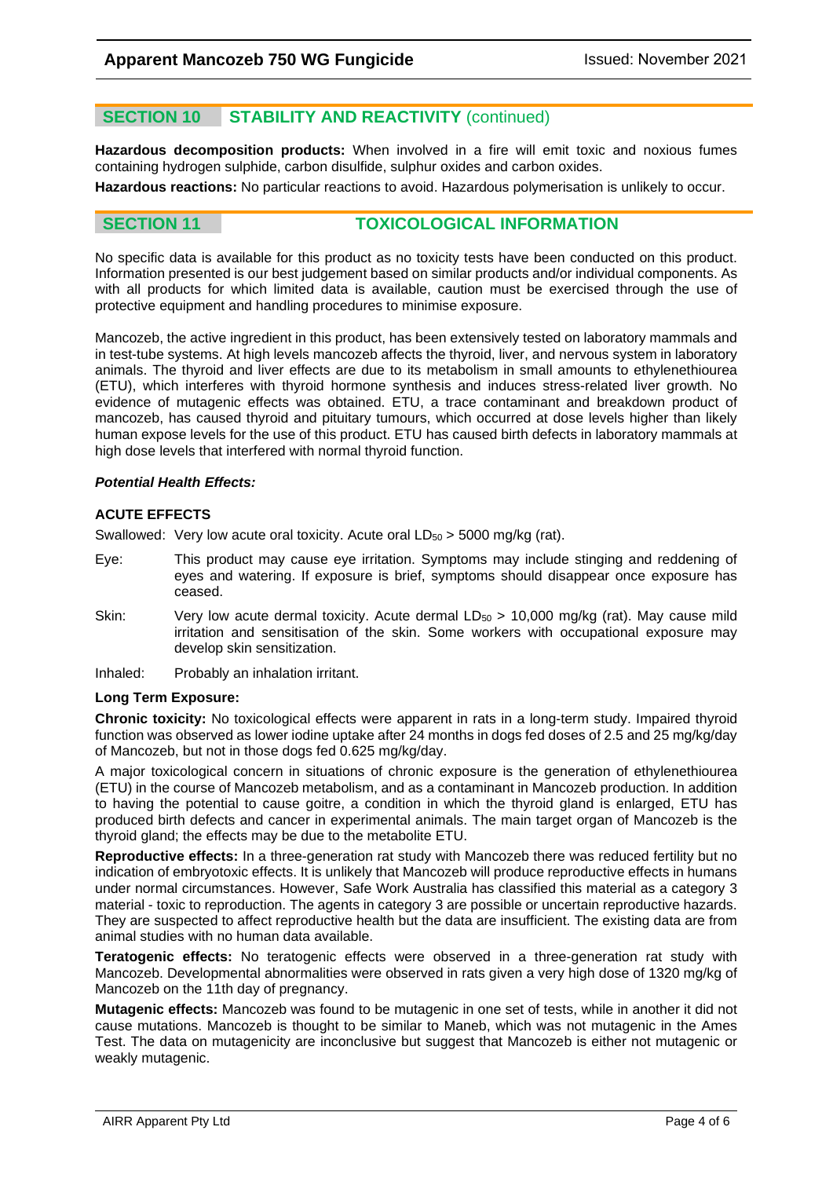## SECTION 10 STABILITY AND REACTIVITY (continued)

**Hazardous decomposition products:** When involved in a fire will emit toxic and noxious fumes containing hydrogen sulphide, carbon disulfide, sulphur oxides and carbon oxides.

**Hazardous reactions:** No particular reactions to avoid. Hazardous polymerisation is unlikely to occur.

## SECTION 11 TOXICOLOGICAL INFORMATION

No specific data is available for this product as no toxicity tests have been conducted on this product. Information presented is our best judgement based on similar products and/or individual components. As with all products for which limited data is available, caution must be exercised through the use of protective equipment and handling procedures to minimise exposure.

Mancozeb, the active ingredient in this product, has been extensively tested on laboratory mammals and in test-tube systems. At high levels mancozeb affects the thyroid, liver, and nervous system in laboratory animals. The thyroid and liver effects are due to its metabolism in small amounts to ethylenethiourea (ETU), which interferes with thyroid hormone synthesis and induces stress-related liver growth. No evidence of mutagenic effects was obtained. ETU, a trace contaminant and breakdown product of mancozeb, has caused thyroid and pituitary tumours, which occurred at dose levels higher than likely human expose levels for the use of this product. ETU has caused birth defects in laboratory mammals at high dose levels that interfered with normal thyroid function.

***Potential Health Effects:***

**ACUTE EFFECTS**

Swallowed: Very low acute oral toxicity. Acute oral $LD_{50}$ > 5000 mg/kg (rat).

Eye: This product may cause eye irritation. Symptoms may include stinging and reddening of eyes and watering. If exposure is brief, symptoms should disappear once exposure has ceased.

Skin: Very low acute dermal toxicity. Acute dermal $LD_{50}$ > 10,000 mg/kg (rat). May cause mild irritation and sensitisation of the skin. Some workers with occupational exposure may develop skin sensitization.

Inhaled: Probably an inhalation irritant.

**Long Term Exposure:**

**Chronic toxicity:** No toxicological effects were apparent in rats in a long-term study. Impaired thyroid function was observed as lower iodine uptake after 24 months in dogs fed doses of 2.5 and 25 mg/kg/day of Mancozeb, but not in those dogs fed 0.625 mg/kg/day.

A major toxicological concern in situations of chronic exposure is the generation of ethylenethiourea (ETU) in the course of Mancozeb metabolism, and as a contaminant in Mancozeb production. In addition to having the potential to cause goitre, a condition in which the thyroid gland is enlarged, ETU has produced birth defects and cancer in experimental animals. The main target organ of Mancozeb is the thyroid gland; the effects may be due to the metabolite ETU.

**Reproductive effects:** In a three-generation rat study with Mancozeb there was reduced fertility but no indication of embryotoxic effects. It is unlikely that Mancozeb will produce reproductive effects in humans under normal circumstances. However, Safe Work Australia has classified this material as a category 3 material - toxic to reproduction. The agents in category 3 are possible or uncertain reproductive hazards. They are suspected to affect reproductive health but the data are insufficient. The existing data are from animal studies with no human data available.

**Teratogenic effects:** No teratogenic effects were observed in a three-generation rat study with Mancozeb. Developmental abnormalities were observed in rats given a very high dose of 1320 mg/kg of Mancozeb on the 11th day of pregnancy.

**Mutagenic effects:** Mancozeb was found to be mutagenic in one set of tests, while in another it did not cause mutations. Mancozeb is thought to be similar to Maneb, which was not mutagenic in the Ames Test. The data on mutagenicity are inconclusive but suggest that Mancozeb is either not mutagenic or weakly mutagenic.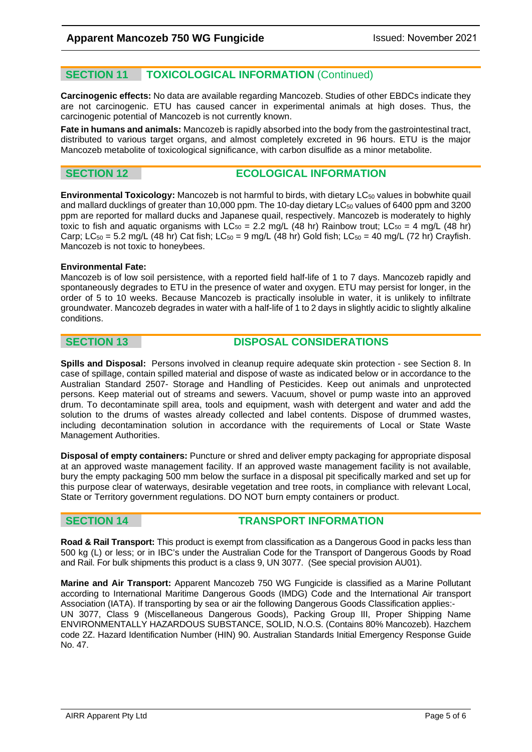## SECTION 11 TOXICOLOGICAL INFORMATION (Continued)

**Carcinogenic effects:** No data are available regarding Mancozeb. Studies of other EBDCs indicate they are not carcinogenic. ETU has caused cancer in experimental animals at high doses. Thus, the carcinogenic potential of Mancozeb is not currently known.

**Fate in humans and animals:** Mancozeb is rapidly absorbed into the body from the gastrointestinal tract, distributed to various target organs, and almost completely excreted in 96 hours. ETU is the major Mancozeb metabolite of toxicological significance, with carbon disulfide as a minor metabolite.

## SECTION 12 ECOLOGICAL INFORMATION

**Environmental Toxicology:** Mancozeb is not harmful to birds, with dietary $LC_{50}$ values in bobwhite quail and mallard ducklings of greater than 10,000 ppm. The 10-day dietary $LC_{50}$ values of 6400 ppm and 3200 ppm are reported for mallard ducks and Japanese quail, respectively. Mancozeb is moderately to highly toxic to fish and aquatic organisms with $LC_{50}$ = 2.2 mg/L (48 hr) Rainbow trout; $LC_{50}$ = 4 mg/L (48 hr) Carp; $LC_{50}$ = 5.2 mg/L (48 hr) Cat fish; $LC_{50}$ = 9 mg/L (48 hr) Gold fish; $LC_{50}$ = 40 mg/L (72 hr) Crayfish. Mancozeb is not toxic to honeybees.

**Environmental Fate:**
Mancozeb is of low soil persistence, with a reported field half-life of 1 to 7 days. Mancozeb rapidly and spontaneously degrades to ETU in the presence of water and oxygen. ETU may persist for longer, in the order of 5 to 10 weeks. Because Mancozeb is practically insoluble in water, it is unlikely to infiltrate groundwater. Mancozeb degrades in water with a half-life of 1 to 2 days in slightly acidic to slightly alkaline conditions.

## SECTION 13 DISPOSAL CONSIDERATIONS

**Spills and Disposal:** Persons involved in cleanup require adequate skin protection - see Section 8. In case of spillage, contain spilled material and dispose of waste as indicated below or in accordance to the Australian Standard 2507- Storage and Handling of Pesticides. Keep out animals and unprotected persons. Keep material out of streams and sewers. Vacuum, shovel or pump waste into an approved drum. To decontaminate spill area, tools and equipment, wash with detergent and water and add the solution to the drums of wastes already collected and label contents. Dispose of drummed wastes, including decontamination solution in accordance with the requirements of Local or State Waste Management Authorities.

**Disposal of empty containers:** Puncture or shred and deliver empty packaging for appropriate disposal at an approved waste management facility. If an approved waste management facility is not available, bury the empty packaging 500 mm below the surface in a disposal pit specifically marked and set up for this purpose clear of waterways, desirable vegetation and tree roots, in compliance with relevant Local, State or Territory government regulations. DO NOT burn empty containers or product.

## SECTION 14 TRANSPORT INFORMATION

**Road & Rail Transport:** This product is exempt from classification as a Dangerous Good in packs less than 500 kg (L) or less; or in IBC's under the Australian Code for the Transport of Dangerous Goods by Road and Rail. For bulk shipments this product is a class 9, UN 3077. (See special provision AU01).

**Marine and Air Transport:** Apparent Mancozeb 750 WG Fungicide is classified as a Marine Pollutant according to International Maritime Dangerous Goods (IMDG) Code and the International Air transport Association (IATA). If transporting by sea or air the following Dangerous Goods Classification applies:-
UN 3077, Class 9 (Miscellaneous Dangerous Goods), Packing Group III, Proper Shipping Name ENVIRONMENTALLY HAZARDOUS SUBSTANCE, SOLID, N.O.S. (Contains 80% Mancozeb). Hazchem code 2Z. Hazard Identification Number (HIN) 90. Australian Standards Initial Emergency Response Guide No. 47.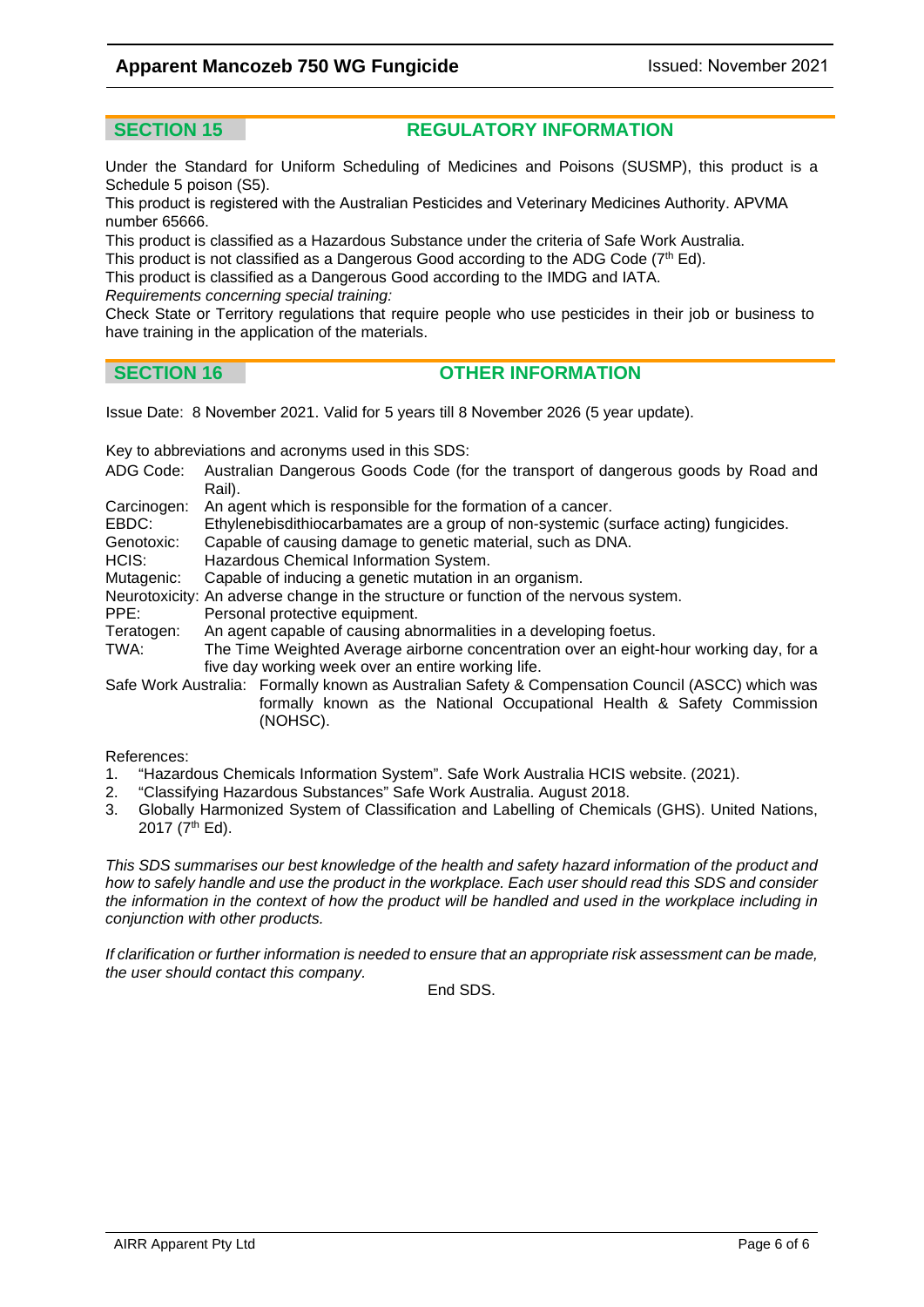## SECTION 15 REGULATORY INFORMATION

Under the Standard for Uniform Scheduling of Medicines and Poisons (SUSMP), this product is a Schedule 5 poison (S5).

This product is registered with the Australian Pesticides and Veterinary Medicines Authority. APVMA number 65666.

This product is classified as a Hazardous Substance under the criteria of Safe Work Australia.

This product is not classified as a Dangerous Good according to the ADG Code (7th Ed).

This product is classified as a Dangerous Good according to the IMDG and IATA.

*Requirements concerning special training:*

Check State or Territory regulations that require people who use pesticides in their job or business to have training in the application of the materials.

## SECTION 16 OTHER INFORMATION

Issue Date: 8 November 2021. Valid for 5 years till 8 November 2026 (5 year update).

Key to abbreviations and acronyms used in this SDS:

| | |
|---|---|
| ADG Code: | Australian Dangerous Goods Code (for the transport of dangerous goods by Road and Rail). |
| Carcinogen: | An agent which is responsible for the formation of a cancer. |
| EBDC: | Ethylenebisdithiocarbamates are a group of non-systemic (surface acting) fungicides. |
| Genotoxic: | Capable of causing damage to genetic material, such as DNA. |
| HCIS: | Hazardous Chemical Information System. |
| Mutagenic: | Capable of inducing a genetic mutation in an organism. |
| Neurotoxicity: | An adverse change in the structure or function of the nervous system. |
| PPE: | Personal protective equipment. |
| Teratogen: | An agent capable of causing abnormalities in a developing foetus. |
| TWA: | The Time Weighted Average airborne concentration over an eight-hour working day, for a five day working week over an entire working life. |
| Safe Work Australia: | Formally known as Australian Safety & Compensation Council (ASCC) which was formally known as the National Occupational Health & Safety Commission (NOHSC). |

References:

1. "Hazardous Chemicals Information System". Safe Work Australia HCIS website. (2021).
2. "Classifying Hazardous Substances" Safe Work Australia. August 2018.
3. Globally Harmonized System of Classification and Labelling of Chemicals (GHS). United Nations, 2017 (7th Ed).

*This SDS summarises our best knowledge of the health and safety hazard information of the product and how to safely handle and use the product in the workplace. Each user should read this SDS and consider the information in the context of how the product will be handled and used in the workplace including in conjunction with other products.*

*If clarification or further information is needed to ensure that an appropriate risk assessment can be made, the user should contact this company.*

End SDS.